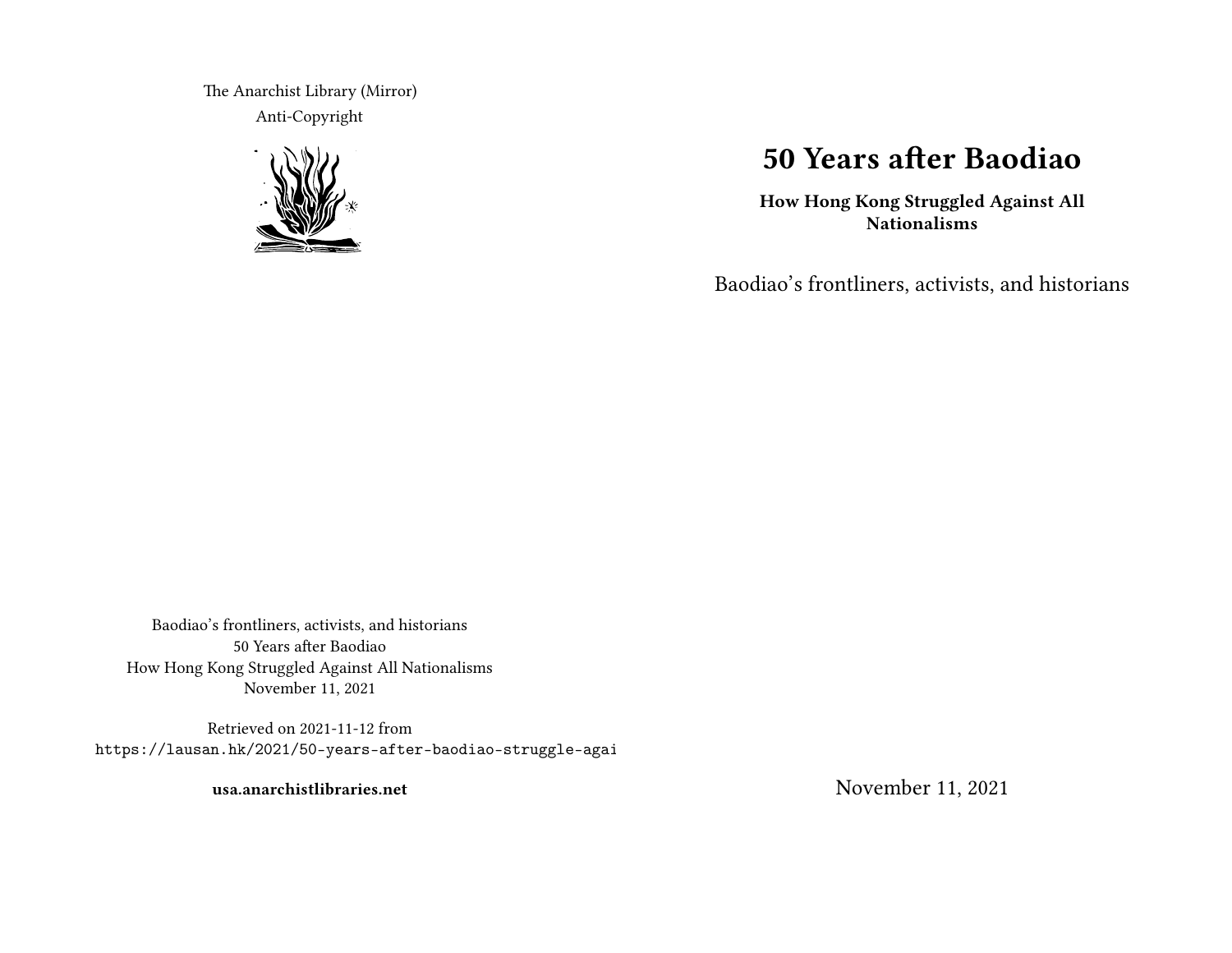# 50 Years after Baodiao

**How Hong Kong Struggled Against All Nationalisms**

Baodiao's frontliners, activists, and historians

November 11, 2021

The Anarchist Library (Mirror)
Anti-Copyright

Baodiao's frontliners, activists, and historians
50 Years after Baodiao
How Hong Kong Struggled Against All Nationalisms
November 11, 2021

Retrieved on 2021-11-12 from
https://lausan.hk/2021/50-years-after-baodiao-struggle-agai

**usa.anarchistlibraries.net**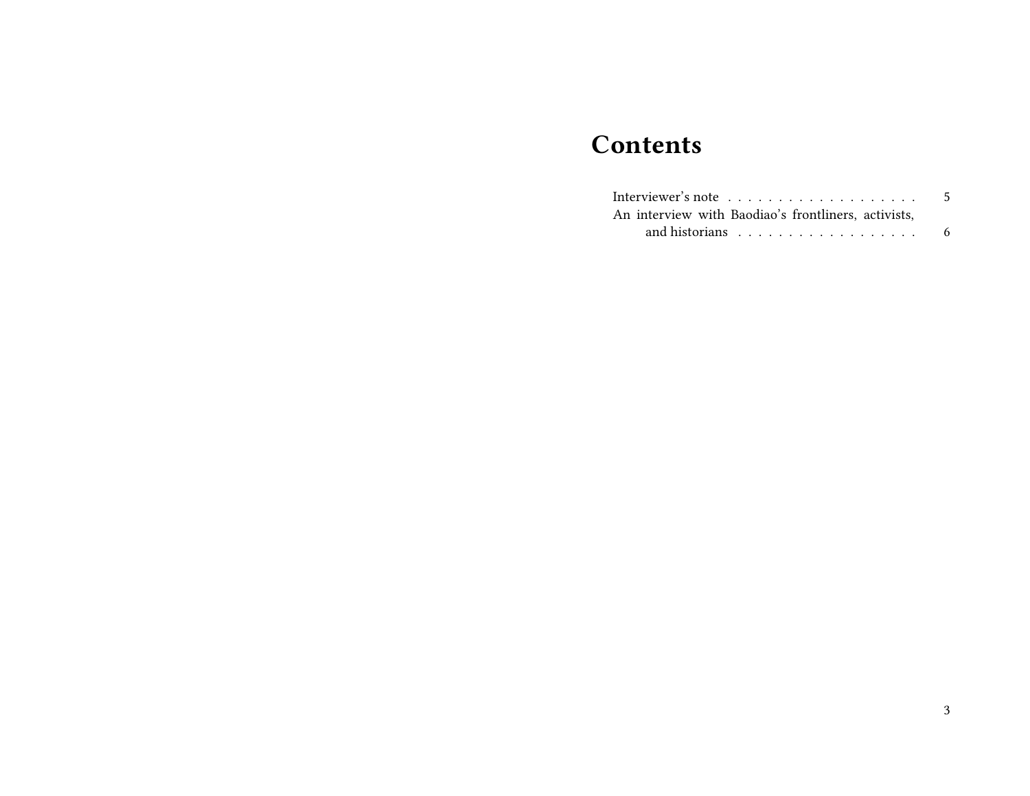# Contents

Interviewer's note . . . . . . . . . . . . . . . . . . . 5

An interview with Baodiao's frontliners, activists, and historians . . . . . . . . . . . . . . . . . . 6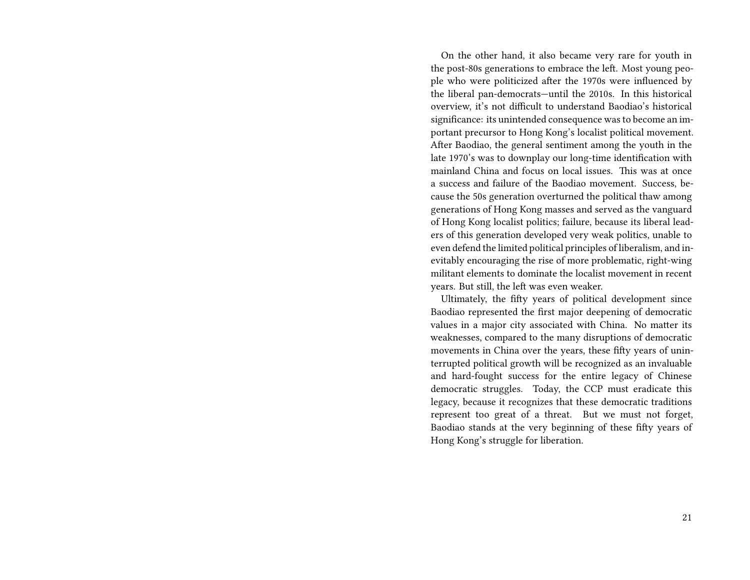On the other hand, it also became very rare for youth in the post-80s generations to embrace the left. Most young people who were politicized after the 1970s were influenced by the liberal pan-democrats—until the 2010s. In this historical overview, it's not difficult to understand Baodiao's historical significance: its unintended consequence was to become an important precursor to Hong Kong's localist political movement. After Baodiao, the general sentiment among the youth in the late 1970's was to downplay our long-time identification with mainland China and focus on local issues. This was at once a success and failure of the Baodiao movement. Success, because the 50s generation overturned the political thaw among generations of Hong Kong masses and served as the vanguard of Hong Kong localist politics; failure, because its liberal leaders of this generation developed very weak politics, unable to even defend the limited political principles of liberalism, and inevitably encouraging the rise of more problematic, right-wing militant elements to dominate the localist movement in recent years. But still, the left was even weaker.

Ultimately, the fifty years of political development since Baodiao represented the first major deepening of democratic values in a major city associated with China. No matter its weaknesses, compared to the many disruptions of democratic movements in China over the years, these fifty years of uninterrupted political growth will be recognized as an invaluable and hard-fought success for the entire legacy of Chinese democratic struggles. Today, the CCP must eradicate this legacy, because it recognizes that these democratic traditions represent too great of a threat. But we must not forget, Baodiao stands at the very beginning of these fifty years of Hong Kong's struggle for liberation.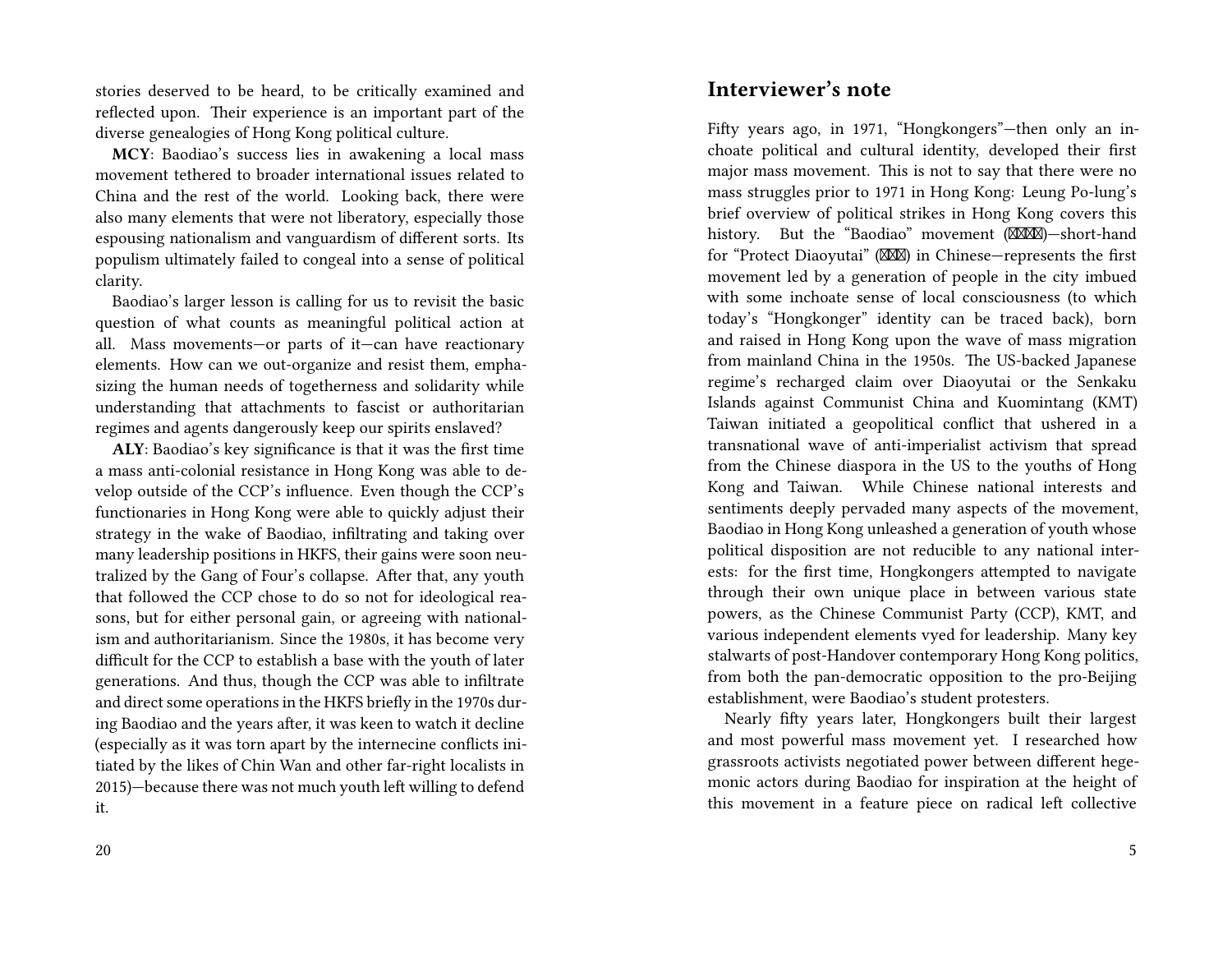stories deserved to be heard, to be critically examined and reflected upon. Their experience is an important part of the diverse genealogies of Hong Kong political culture.

**MCY**: Baodiao's success lies in awakening a local mass movement tethered to broader international issues related to China and the rest of the world. Looking back, there were also many elements that were not liberatory, especially those espousing nationalism and vanguardism of different sorts. Its populism ultimately failed to congeal into a sense of political clarity.

Baodiao's larger lesson is calling for us to revisit the basic question of what counts as meaningful political action at all. Mass movements—or parts of it—can have reactionary elements. How can we out-organize and resist them, emphasizing the human needs of togetherness and solidarity while understanding that attachments to fascist or authoritarian regimes and agents dangerously keep our spirits enslaved?

**ALY**: Baodiao's key significance is that it was the first time a mass anti-colonial resistance in Hong Kong was able to develop outside of the CCP's influence. Even though the CCP's functionaries in Hong Kong were able to quickly adjust their strategy in the wake of Baodiao, infiltrating and taking over many leadership positions in HKFS, their gains were soon neutralized by the Gang of Four's collapse. After that, any youth that followed the CCP chose to do so not for ideological reasons, but for either personal gain, or agreeing with nationalism and authoritarianism. Since the 1980s, it has become very difficult for the CCP to establish a base with the youth of later generations. And thus, though the CCP was able to infiltrate and direct some operations in the HKFS briefly in the 1970s during Baodiao and the years after, it was keen to watch it decline (especially as it was torn apart by the internecine conflicts initiated by the likes of Chin Wan and other far-right localists in 2015)—because there was not much youth left willing to defend it.

## Interviewer's note

Fifty years ago, in 1971, "Hongkongers"—then only an inchoate political and cultural identity, developed their first major mass movement. This is not to say that there were no mass struggles prior to 1971 in Hong Kong: Leung Po-lung's brief overview of political strikes in Hong Kong covers this history. But the "Baodiao" movement (☒☒☒☒)—short-hand for "Protect Diaoyutai" (☒☒☒) in Chinese—represents the first movement led by a generation of people in the city imbued with some inchoate sense of local consciousness (to which today's "Hongkonger" identity can be traced back), born and raised in Hong Kong upon the wave of mass migration from mainland China in the 1950s. The US-backed Japanese regime's recharged claim over Diaoyutai or the Senkaku Islands against Communist China and Kuomintang (KMT) Taiwan initiated a geopolitical conflict that ushered in a transnational wave of anti-imperialist activism that spread from the Chinese diaspora in the US to the youths of Hong Kong and Taiwan. While Chinese national interests and sentiments deeply pervaded many aspects of the movement, Baodiao in Hong Kong unleashed a generation of youth whose political disposition are not reducible to any national interests: for the first time, Hongkongers attempted to navigate through their own unique place in between various state powers, as the Chinese Communist Party (CCP), KMT, and various independent elements vyed for leadership. Many key stalwarts of post-Handover contemporary Hong Kong politics, from both the pan-democratic opposition to the pro-Beijing establishment, were Baodiao's student protesters.

Nearly fifty years later, Hongkongers built their largest and most powerful mass movement yet. I researched how grassroots activists negotiated power between different hegemonic actors during Baodiao for inspiration at the height of this movement in a feature piece on radical left collective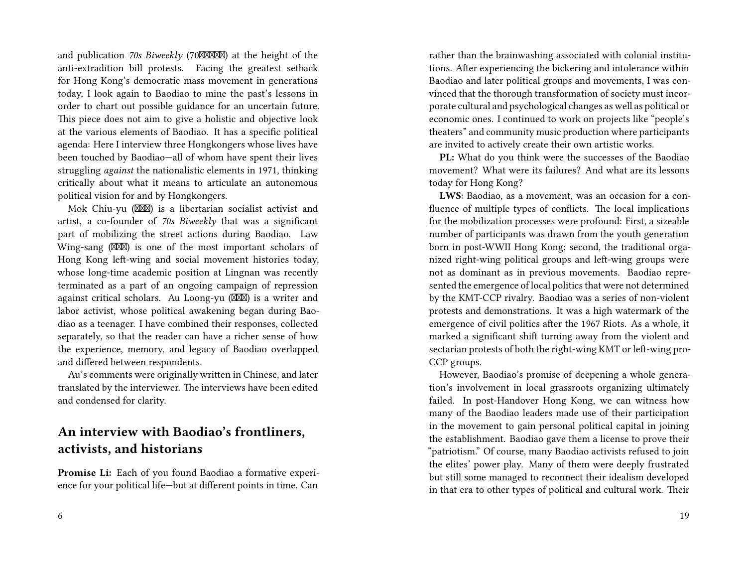and publication *70s Biweekly* (70⊠⊠⊠⊠⊠) at the height of the anti-extradition bill protests. Facing the greatest setback for Hong Kong's democratic mass movement in generations today, I look again to Baodiao to mine the past's lessons in order to chart out possible guidance for an uncertain future. This piece does not aim to give a holistic and objective look at the various elements of Baodiao. It has a specific political agenda: Here I interview three Hongkongers whose lives have been touched by Baodiao—all of whom have spent their lives struggling *against* the nationalistic elements in 1971, thinking critically about what it means to articulate an autonomous political vision for and by Hongkongers.

Mok Chiu-yu (⊠⊠⊠) is a libertarian socialist activist and artist, a co-founder of *70s Biweekly* that was a significant part of mobilizing the street actions during Baodiao. Law Wing-sang (⊠⊠⊠) is one of the most important scholars of Hong Kong left-wing and social movement histories today, whose long-time academic position at Lingnan was recently terminated as a part of an ongoing campaign of repression against critical scholars. Au Loong-yu (⊠⊠⊠) is a writer and labor activist, whose political awakening began during Baodiao as a teenager. I have combined their responses, collected separately, so that the reader can have a richer sense of how the experience, memory, and legacy of Baodiao overlapped and differed between respondents.

Au's comments were originally written in Chinese, and later translated by the interviewer. The interviews have been edited and condensed for clarity.

## An interview with Baodiao's frontliners, activists, and historians

**Promise Li:** Each of you found Baodiao a formative experience for your political life—but at different points in time. Can

rather than the brainwashing associated with colonial institutions. After experiencing the bickering and intolerance within Baodiao and later political groups and movements, I was convinced that the thorough transformation of society must incorporate cultural and psychological changes as well as political or economic ones. I continued to work on projects like "people's theaters" and community music production where participants are invited to actively create their own artistic works.

**PL:** What do you think were the successes of the Baodiao movement? What were its failures? And what are its lessons today for Hong Kong?

**LWS**: Baodiao, as a movement, was an occasion for a confluence of multiple types of conflicts. The local implications for the mobilization processes were profound: First, a sizeable number of participants was drawn from the youth generation born in post-WWII Hong Kong; second, the traditional organized right-wing political groups and left-wing groups were not as dominant as in previous movements. Baodiao represented the emergence of local politics that were not determined by the KMT-CCP rivalry. Baodiao was a series of non-violent protests and demonstrations. It was a high watermark of the emergence of civil politics after the 1967 Riots. As a whole, it marked a significant shift turning away from the violent and sectarian protests of both the right-wing KMT or left-wing pro-CCP groups.

However, Baodiao's promise of deepening a whole generation's involvement in local grassroots organizing ultimately failed. In post-Handover Hong Kong, we can witness how many of the Baodiao leaders made use of their participation in the movement to gain personal political capital in joining the establishment. Baodiao gave them a license to prove their "patriotism." Of course, many Baodiao activists refused to join the elites' power play. Many of them were deeply frustrated but still some managed to reconnect their idealism developed in that era to other types of political and cultural work. Their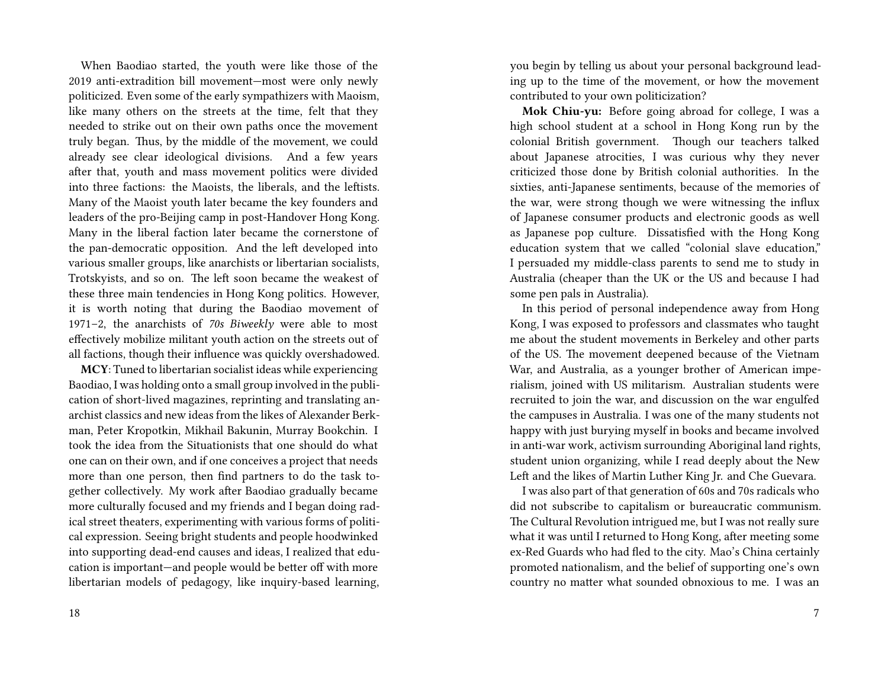When Baodiao started, the youth were like those of the 2019 anti-extradition bill movement—most were only newly politicized. Even some of the early sympathizers with Maoism, like many others on the streets at the time, felt that they needed to strike out on their own paths once the movement truly began. Thus, by the middle of the movement, we could already see clear ideological divisions. And a few years after that, youth and mass movement politics were divided into three factions: the Maoists, the liberals, and the leftists. Many of the Maoist youth later became the key founders and leaders of the pro-Beijing camp in post-Handover Hong Kong. Many in the liberal faction later became the cornerstone of the pan-democratic opposition. And the left developed into various smaller groups, like anarchists or libertarian socialists, Trotskyists, and so on. The left soon became the weakest of these three main tendencies in Hong Kong politics. However, it is worth noting that during the Baodiao movement of 1971–2, the anarchists of *70s Biweekly* were able to most effectively mobilize militant youth action on the streets out of all factions, though their influence was quickly overshadowed.

**MCY**: Tuned to libertarian socialist ideas while experiencing Baodiao, I was holding onto a small group involved in the publication of short-lived magazines, reprinting and translating anarchist classics and new ideas from the likes of Alexander Berkman, Peter Kropotkin, Mikhail Bakunin, Murray Bookchin. I took the idea from the Situationists that one should do what one can on their own, and if one conceives a project that needs more than one person, then find partners to do the task together collectively. My work after Baodiao gradually became more culturally focused and my friends and I began doing radical street theaters, experimenting with various forms of political expression. Seeing bright students and people hoodwinked into supporting dead-end causes and ideas, I realized that education is important—and people would be better off with more libertarian models of pedagogy, like inquiry-based learning,

you begin by telling us about your personal background leading up to the time of the movement, or how the movement contributed to your own politicization?

**Mok Chiu-yu:** Before going abroad for college, I was a high school student at a school in Hong Kong run by the colonial British government. Though our teachers talked about Japanese atrocities, I was curious why they never criticized those done by British colonial authorities. In the sixties, anti-Japanese sentiments, because of the memories of the war, were strong though we were witnessing the influx of Japanese consumer products and electronic goods as well as Japanese pop culture. Dissatisfied with the Hong Kong education system that we called "colonial slave education," I persuaded my middle-class parents to send me to study in Australia (cheaper than the UK or the US and because I had some pen pals in Australia).

In this period of personal independence away from Hong Kong, I was exposed to professors and classmates who taught me about the student movements in Berkeley and other parts of the US. The movement deepened because of the Vietnam War, and Australia, as a younger brother of American imperialism, joined with US militarism. Australian students were recruited to join the war, and discussion on the war engulfed the campuses in Australia. I was one of the many students not happy with just burying myself in books and became involved in anti-war work, activism surrounding Aboriginal land rights, student union organizing, while I read deeply about the New Left and the likes of Martin Luther King Jr. and Che Guevara.

I was also part of that generation of 60s and 70s radicals who did not subscribe to capitalism or bureaucratic communism. The Cultural Revolution intrigued me, but I was not really sure what it was until I returned to Hong Kong, after meeting some ex-Red Guards who had fled to the city. Mao's China certainly promoted nationalism, and the belief of supporting one's own country no matter what sounded obnoxious to me. I was an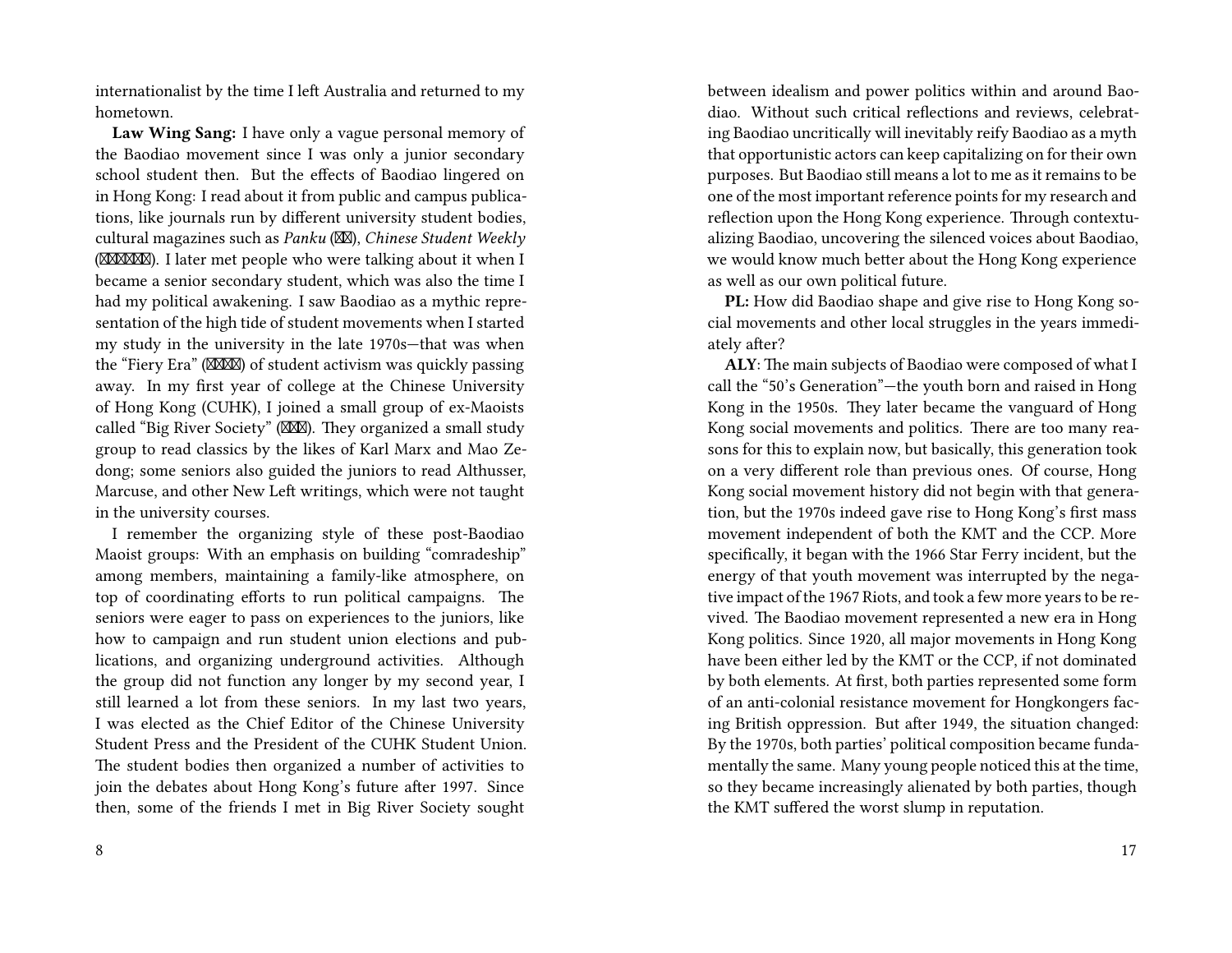internationalist by the time I left Australia and returned to my hometown.

**Law Wing Sang:** I have only a vague personal memory of the Baodiao movement since I was only a junior secondary school student then. But the effects of Baodiao lingered on in Hong Kong: I read about it from public and campus publications, like journals run by different university student bodies, cultural magazines such as *Panku* (⊠⊠), *Chinese Student Weekly* (⊠⊠⊠⊠⊠⊠). I later met people who were talking about it when I became a senior secondary student, which was also the time I had my political awakening. I saw Baodiao as a mythic representation of the high tide of student movements when I started my study in the university in the late 1970s—that was when the "Fiery Era" (⊠⊠⊠⊠) of student activism was quickly passing away. In my first year of college at the Chinese University of Hong Kong (CUHK), I joined a small group of ex-Maoists called "Big River Society" (⊠⊠⊠). They organized a small study group to read classics by the likes of Karl Marx and Mao Zedong; some seniors also guided the juniors to read Althusser, Marcuse, and other New Left writings, which were not taught in the university courses.

I remember the organizing style of these post-Baodiao Maoist groups: With an emphasis on building "comradeship" among members, maintaining a family-like atmosphere, on top of coordinating efforts to run political campaigns. The seniors were eager to pass on experiences to the juniors, like how to campaign and run student union elections and publications, and organizing underground activities. Although the group did not function any longer by my second year, I still learned a lot from these seniors. In my last two years, I was elected as the Chief Editor of the Chinese University Student Press and the President of the CUHK Student Union. The student bodies then organized a number of activities to join the debates about Hong Kong's future after 1997. Since then, some of the friends I met in Big River Society sought

between idealism and power politics within and around Baodiao. Without such critical reflections and reviews, celebrating Baodiao uncritically will inevitably reify Baodiao as a myth that opportunistic actors can keep capitalizing on for their own purposes. But Baodiao still means a lot to me as it remains to be one of the most important reference points for my research and reflection upon the Hong Kong experience. Through contextualizing Baodiao, uncovering the silenced voices about Baodiao, we would know much better about the Hong Kong experience as well as our own political future.

**PL:** How did Baodiao shape and give rise to Hong Kong social movements and other local struggles in the years immediately after?

**ALY**: The main subjects of Baodiao were composed of what I call the "50's Generation"—the youth born and raised in Hong Kong in the 1950s. They later became the vanguard of Hong Kong social movements and politics. There are too many reasons for this to explain now, but basically, this generation took on a very different role than previous ones. Of course, Hong Kong social movement history did not begin with that generation, but the 1970s indeed gave rise to Hong Kong's first mass movement independent of both the KMT and the CCP. More specifically, it began with the 1966 Star Ferry incident, but the energy of that youth movement was interrupted by the negative impact of the 1967 Riots, and took a few more years to be revived. The Baodiao movement represented a new era in Hong Kong politics. Since 1920, all major movements in Hong Kong have been either led by the KMT or the CCP, if not dominated by both elements. At first, both parties represented some form of an anti-colonial resistance movement for Hongkongers facing British oppression. But after 1949, the situation changed: By the 1970s, both parties' political composition became fundamentally the same. Many young people noticed this at the time, so they became increasingly alienated by both parties, though the KMT suffered the worst slump in reputation.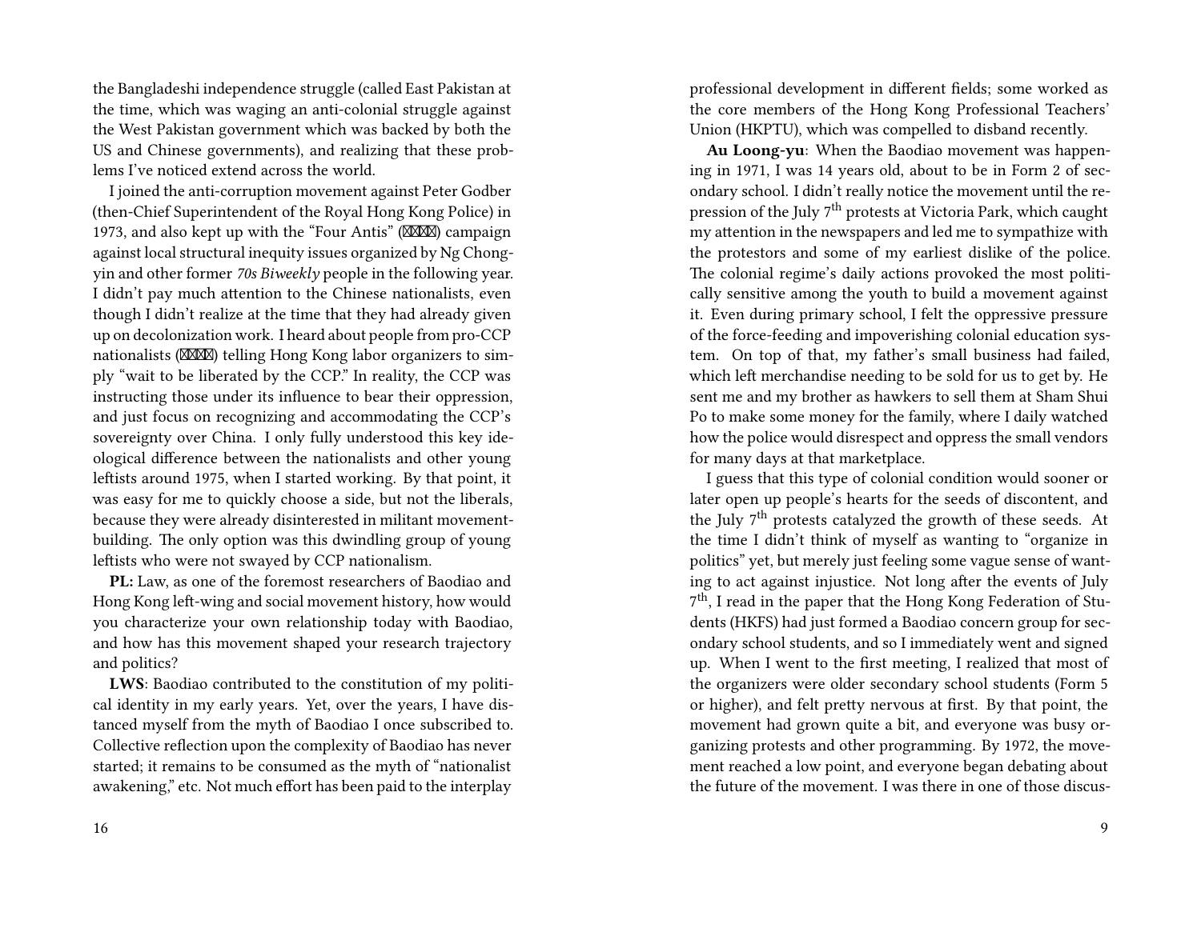the Bangladeshi independence struggle (called East Pakistan at the time, which was waging an anti-colonial struggle against the West Pakistan government which was backed by both the US and Chinese governments), and realizing that these problems I've noticed extend across the world.

I joined the anti-corruption movement against Peter Godber (then-Chief Superintendent of the Royal Hong Kong Police) in 1973, and also kept up with the "Four Antis" (⊠⊠⊠⊠) campaign against local structural inequity issues organized by Ng Chong-yin and other former *70s Biweekly* people in the following year. I didn't pay much attention to the Chinese nationalists, even though I didn't realize at the time that they had already given up on decolonization work. I heard about people from pro-CCP nationalists (⊠⊠⊠⊠) telling Hong Kong labor organizers to simply "wait to be liberated by the CCP." In reality, the CCP was instructing those under its influence to bear their oppression, and just focus on recognizing and accommodating the CCP's sovereignty over China. I only fully understood this key ideological difference between the nationalists and other young leftists around 1975, when I started working. By that point, it was easy for me to quickly choose a side, but not the liberals, because they were already disinterested in militant movement-building. The only option was this dwindling group of young leftists who were not swayed by CCP nationalism.

**PL:** Law, as one of the foremost researchers of Baodiao and Hong Kong left-wing and social movement history, how would you characterize your own relationship today with Baodiao, and how has this movement shaped your research trajectory and politics?

**LWS**: Baodiao contributed to the constitution of my political identity in my early years. Yet, over the years, I have distanced myself from the myth of Baodiao I once subscribed to. Collective reflection upon the complexity of Baodiao has never started; it remains to be consumed as the myth of "nationalist awakening," etc. Not much effort has been paid to the interplay

professional development in different fields; some worked as the core members of the Hong Kong Professional Teachers' Union (HKPTU), which was compelled to disband recently.

**Au Loong-yu**: When the Baodiao movement was happening in 1971, I was 14 years old, about to be in Form 2 of secondary school. I didn't really notice the movement until the repression of the July 7th protests at Victoria Park, which caught my attention in the newspapers and led me to sympathize with the protestors and some of my earliest dislike of the police. The colonial regime's daily actions provoked the most politically sensitive among the youth to build a movement against it. Even during primary school, I felt the oppressive pressure of the force-feeding and impoverishing colonial education system. On top of that, my father's small business had failed, which left merchandise needing to be sold for us to get by. He sent me and my brother as hawkers to sell them at Sham Shui Po to make some money for the family, where I daily watched how the police would disrespect and oppress the small vendors for many days at that marketplace.

I guess that this type of colonial condition would sooner or later open up people's hearts for the seeds of discontent, and the July 7th protests catalyzed the growth of these seeds. At the time I didn't think of myself as wanting to "organize in politics" yet, but merely just feeling some vague sense of wanting to act against injustice. Not long after the events of July 7th, I read in the paper that the Hong Kong Federation of Students (HKFS) had just formed a Baodiao concern group for secondary school students, and so I immediately went and signed up. When I went to the first meeting, I realized that most of the organizers were older secondary school students (Form 5 or higher), and felt pretty nervous at first. By that point, the movement had grown quite a bit, and everyone was busy organizing protests and other programming. By 1972, the movement reached a low point, and everyone began debating about the future of the movement. I was there in one of those discus-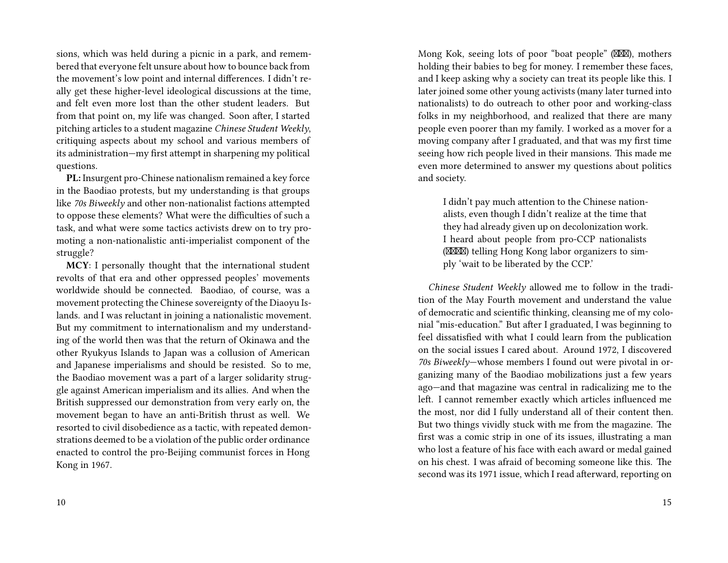sions, which was held during a picnic in a park, and remembered that everyone felt unsure about how to bounce back from the movement's low point and internal differences. I didn't really get these higher-level ideological discussions at the time, and felt even more lost than the other student leaders. But from that point on, my life was changed. Soon after, I started pitching articles to a student magazine *Chinese Student Weekly*, critiquing aspects about my school and various members of its administration—my first attempt in sharpening my political questions.

**PL:** Insurgent pro-Chinese nationalism remained a key force in the Baodiao protests, but my understanding is that groups like *70s Biweekly* and other non-nationalist factions attempted to oppose these elements? What were the difficulties of such a task, and what were some tactics activists drew on to try promoting a non-nationalistic anti-imperialist component of the struggle?

**MCY**: I personally thought that the international student revolts of that era and other oppressed peoples' movements worldwide should be connected. Baodiao, of course, was a movement protecting the Chinese sovereignty of the Diaoyu Islands. and I was reluctant in joining a nationalistic movement. But my commitment to internationalism and my understanding of the world then was that the return of Okinawa and the other Ryukyus Islands to Japan was a collusion of American and Japanese imperialisms and should be resisted. So to me, the Baodiao movement was a part of a larger solidarity struggle against American imperialism and its allies. And when the British suppressed our demonstration from very early on, the movement began to have an anti-British thrust as well. We resorted to civil disobedience as a tactic, with repeated demonstrations deemed to be a violation of the public order ordinance enacted to control the pro-Beijing communist forces in Hong Kong in 1967.

Mong Kok, seeing lots of poor "boat people" (⊠⊠⊠), mothers holding their babies to beg for money. I remember these faces, and I keep asking why a society can treat its people like this. I later joined some other young activists (many later turned into nationalists) to do outreach to other poor and working-class folks in my neighborhood, and realized that there are many people even poorer than my family. I worked as a mover for a moving company after I graduated, and that was my first time seeing how rich people lived in their mansions. This made me even more determined to answer my questions about politics and society.

> I didn't pay much attention to the Chinese nationalists, even though I didn't realize at the time that they had already given up on decolonization work. I heard about people from pro-CCP nationalists (⊠⊠⊠⊠) telling Hong Kong labor organizers to simply 'wait to be liberated by the CCP.'

*Chinese Student Weekly* allowed me to follow in the tradition of the May Fourth movement and understand the value of democratic and scientific thinking, cleansing me of my colonial "mis-education." But after I graduated, I was beginning to feel dissatisfied with what I could learn from the publication on the social issues I cared about. Around 1972, I discovered *70s Biweekly*—whose members I found out were pivotal in organizing many of the Baodiao mobilizations just a few years ago—and that magazine was central in radicalizing me to the left. I cannot remember exactly which articles influenced me the most, nor did I fully understand all of their content then. But two things vividly stuck with me from the magazine. The first was a comic strip in one of its issues, illustrating a man who lost a feature of his face with each award or medal gained on his chest. I was afraid of becoming someone like this. The second was its 1971 issue, which I read afterward, reporting on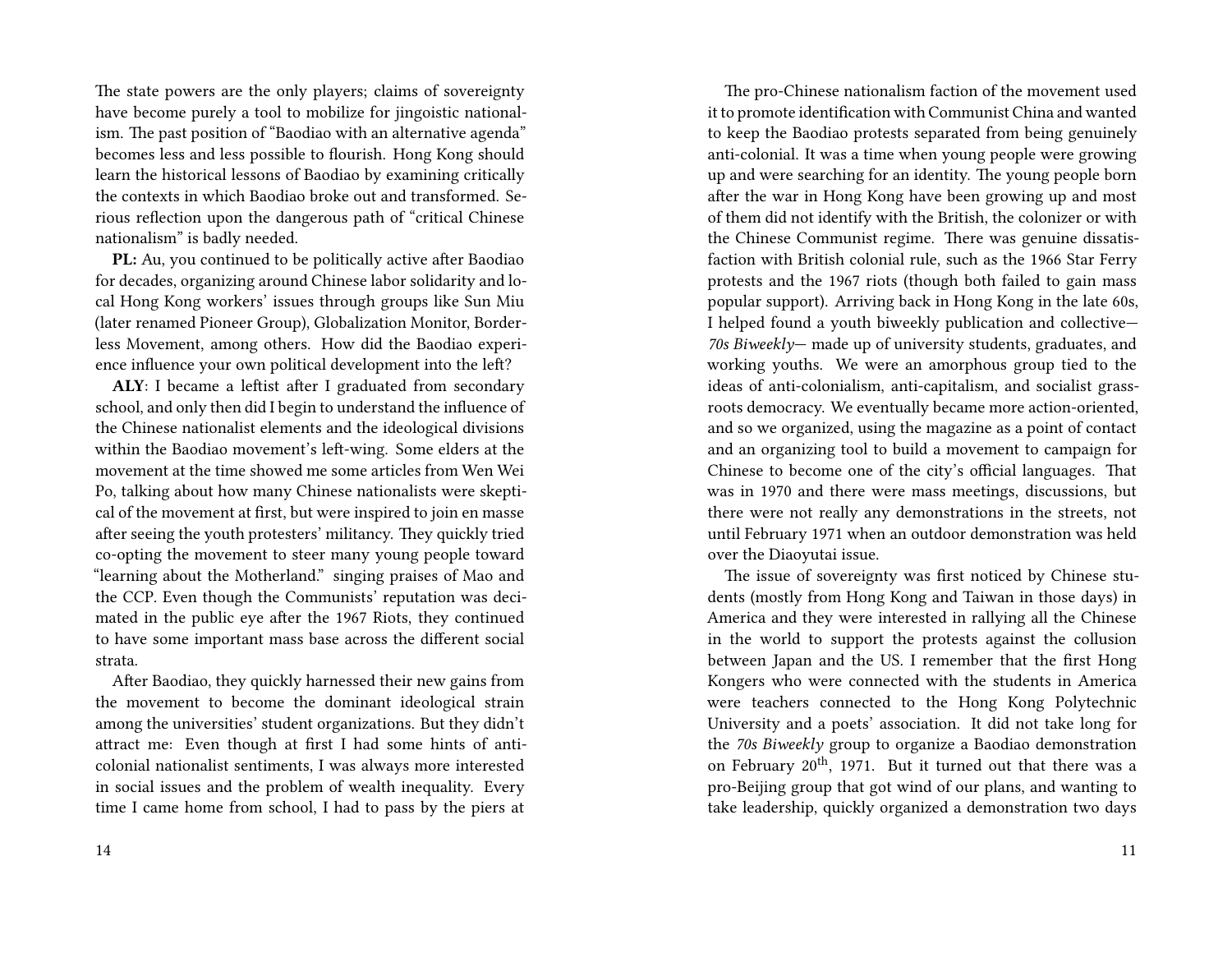The state powers are the only players; claims of sovereignty have become purely a tool to mobilize for jingoistic nationalism. The past position of "Baodiao with an alternative agenda" becomes less and less possible to flourish. Hong Kong should learn the historical lessons of Baodiao by examining critically the contexts in which Baodiao broke out and transformed. Serious reflection upon the dangerous path of "critical Chinese nationalism" is badly needed.

**PL:** Au, you continued to be politically active after Baodiao for decades, organizing around Chinese labor solidarity and local Hong Kong workers' issues through groups like Sun Miu (later renamed Pioneer Group), Globalization Monitor, Borderless Movement, among others. How did the Baodiao experience influence your own political development into the left?

**ALY**: I became a leftist after I graduated from secondary school, and only then did I begin to understand the influence of the Chinese nationalist elements and the ideological divisions within the Baodiao movement's left-wing. Some elders at the movement at the time showed me some articles from Wen Wei Po, talking about how many Chinese nationalists were skeptical of the movement at first, but were inspired to join en masse after seeing the youth protesters' militancy. They quickly tried co-opting the movement to steer many young people toward "learning about the Motherland." singing praises of Mao and the CCP. Even though the Communists' reputation was decimated in the public eye after the 1967 Riots, they continued to have some important mass base across the different social strata.

After Baodiao, they quickly harnessed their new gains from the movement to become the dominant ideological strain among the universities' student organizations. But they didn't attract me: Even though at first I had some hints of anti-colonial nationalist sentiments, I was always more interested in social issues and the problem of wealth inequality. Every time I came home from school, I had to pass by the piers at

The pro-Chinese nationalism faction of the movement used it to promote identification with Communist China and wanted to keep the Baodiao protests separated from being genuinely anti-colonial. It was a time when young people were growing up and were searching for an identity. The young people born after the war in Hong Kong have been growing up and most of them did not identify with the British, the colonizer or with the Chinese Communist regime. There was genuine dissatisfaction with British colonial rule, such as the 1966 Star Ferry protests and the 1967 riots (though both failed to gain mass popular support). Arriving back in Hong Kong in the late 60s, I helped found a youth biweekly publication and collective—*70s Biweekly*— made up of university students, graduates, and working youths. We were an amorphous group tied to the ideas of anti-colonialism, anti-capitalism, and socialist grassroots democracy. We eventually became more action-oriented, and so we organized, using the magazine as a point of contact and an organizing tool to build a movement to campaign for Chinese to become one of the city's official languages. That was in 1970 and there were mass meetings, discussions, but there were not really any demonstrations in the streets, not until February 1971 when an outdoor demonstration was held over the Diaoyutai issue.

The issue of sovereignty was first noticed by Chinese students (mostly from Hong Kong and Taiwan in those days) in America and they were interested in rallying all the Chinese in the world to support the protests against the collusion between Japan and the US. I remember that the first Hong Kongers who were connected with the students in America were teachers connected to the Hong Kong Polytechnic University and a poets' association. It did not take long for the *70s Biweekly* group to organize a Baodiao demonstration on February 20th, 1971. But it turned out that there was a pro-Beijing group that got wind of our plans, and wanting to take leadership, quickly organized a demonstration two days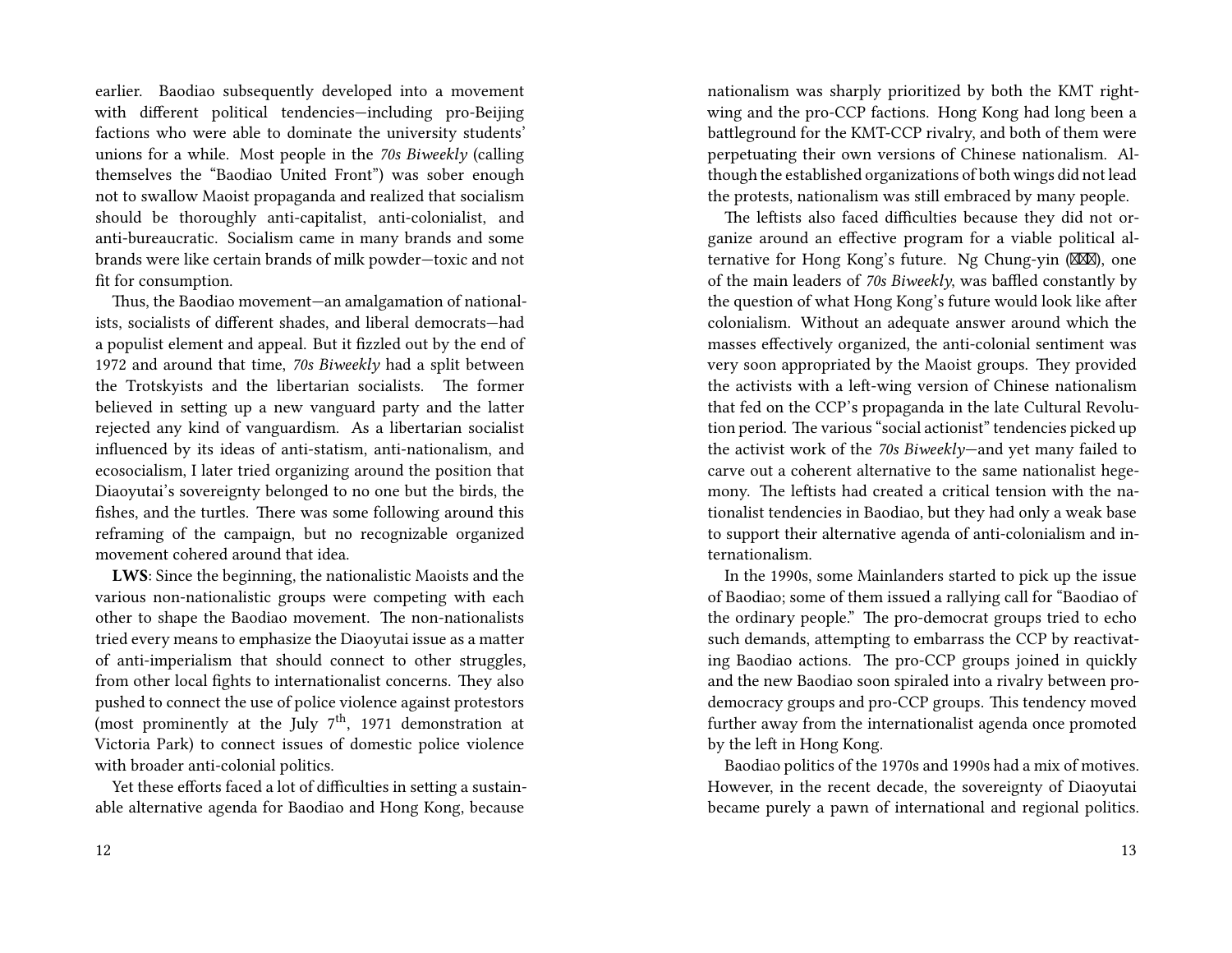earlier. Baodiao subsequently developed into a movement with different political tendencies—including pro-Beijing factions who were able to dominate the university students' unions for a while. Most people in the *70s Biweekly* (calling themselves the "Baodiao United Front") was sober enough not to swallow Maoist propaganda and realized that socialism should be thoroughly anti-capitalist, anti-colonialist, and anti-bureaucratic. Socialism came in many brands and some brands were like certain brands of milk powder—toxic and not fit for consumption.

Thus, the Baodiao movement—an amalgamation of nationalists, socialists of different shades, and liberal democrats—had a populist element and appeal. But it fizzled out by the end of 1972 and around that time, *70s Biweekly* had a split between the Trotskyists and the libertarian socialists. The former believed in setting up a new vanguard party and the latter rejected any kind of vanguardism. As a libertarian socialist influenced by its ideas of anti-statism, anti-nationalism, and ecosocialism, I later tried organizing around the position that Diaoyutai's sovereignty belonged to no one but the birds, the fishes, and the turtles. There was some following around this reframing of the campaign, but no recognizable organized movement cohered around that idea.

**LWS**: Since the beginning, the nationalistic Maoists and the various non-nationalistic groups were competing with each other to shape the Baodiao movement. The non-nationalists tried every means to emphasize the Diaoyutai issue as a matter of anti-imperialism that should connect to other struggles, from other local fights to internationalist concerns. They also pushed to connect the use of police violence against protestors (most prominently at the July 7th, 1971 demonstration at Victoria Park) to connect issues of domestic police violence with broader anti-colonial politics.

Yet these efforts faced a lot of difficulties in setting a sustainable alternative agenda for Baodiao and Hong Kong, because nationalism was sharply prioritized by both the KMT right-wing and the pro-CCP factions. Hong Kong had long been a battleground for the KMT-CCP rivalry, and both of them were perpetuating their own versions of Chinese nationalism. Although the established organizations of both wings did not lead the protests, nationalism was still embraced by many people.

The leftists also faced difficulties because they did not organize around an effective program for a viable political alternative for Hong Kong's future. Ng Chung-yin (吳仲賢), one of the main leaders of *70s Biweekly*, was baffled constantly by the question of what Hong Kong's future would look like after colonialism. Without an adequate answer around which the masses effectively organized, the anti-colonial sentiment was very soon appropriated by the Maoist groups. They provided the activists with a left-wing version of Chinese nationalism that fed on the CCP's propaganda in the late Cultural Revolution period. The various "social actionist" tendencies picked up the activist work of the *70s Biweekly*—and yet many failed to carve out a coherent alternative to the same nationalist hegemony. The leftists had created a critical tension with the nationalist tendencies in Baodiao, but they had only a weak base to support their alternative agenda of anti-colonialism and internationalism.

In the 1990s, some Mainlanders started to pick up the issue of Baodiao; some of them issued a rallying call for "Baodiao of the ordinary people." The pro-democrat groups tried to echo such demands, attempting to embarrass the CCP by reactivating Baodiao actions. The pro-CCP groups joined in quickly and the new Baodiao soon spiraled into a rivalry between pro-democracy groups and pro-CCP groups. This tendency moved further away from the internationalist agenda once promoted by the left in Hong Kong.

Baodiao politics of the 1970s and 1990s had a mix of motives. However, in the recent decade, the sovereignty of Diaoyutai became purely a pawn of international and regional politics.